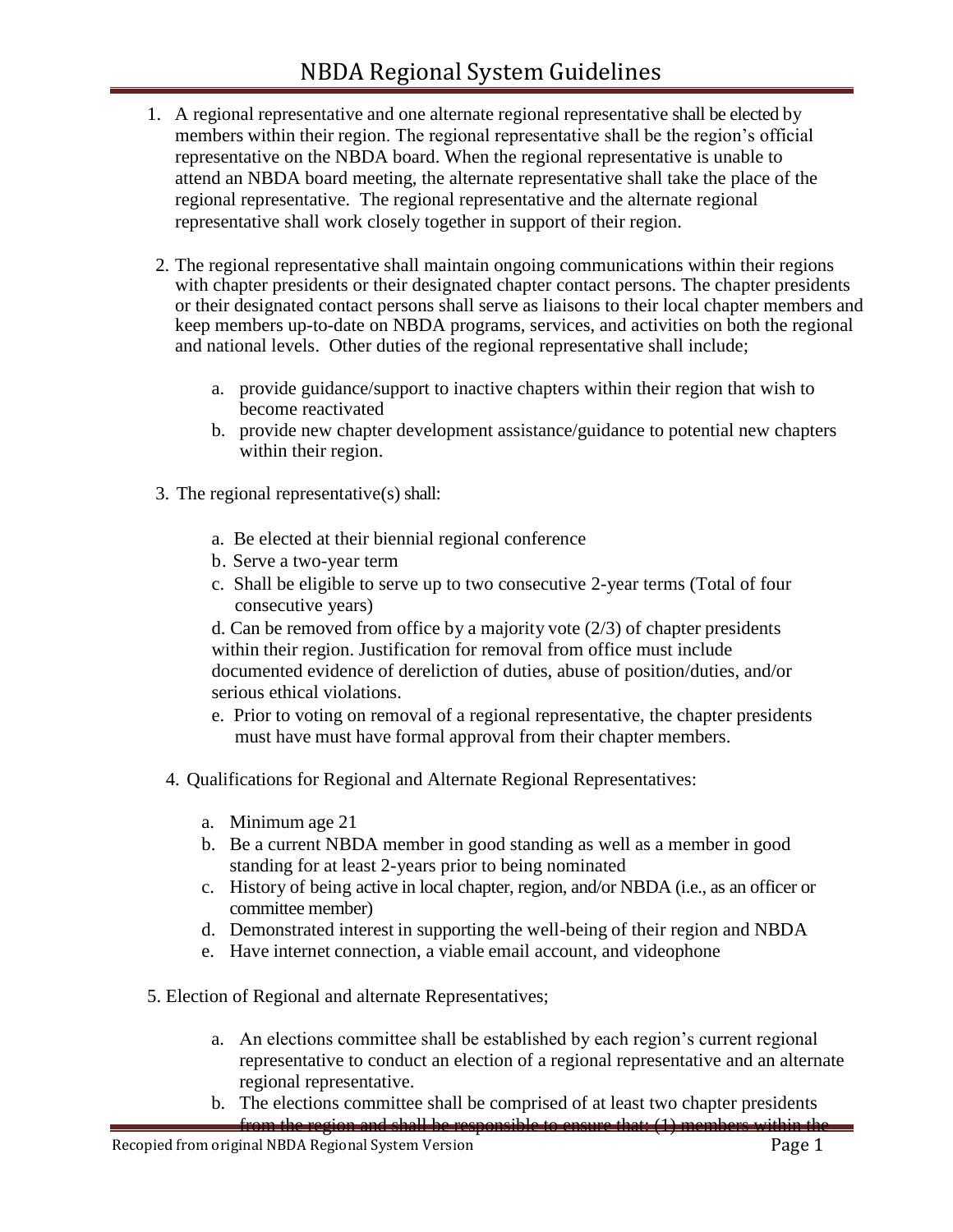# NBDA Regional System Guidelines

1. A regional representative and one alternate regional representative shall be elected by members within their region. The regional representative shall be the region's official representative on the NBDA board. When the regional representative is unable to attend an NBDA board meeting, the alternate representative shall take the place of the regional representative. The regional representative and the alternate regional representative shall work closely together in support of their region.

2. The regional representative shall maintain ongoing communications within their regions with chapter presidents or their designated chapter contact persons. The chapter presidents or their designated contact persons shall serve as liaisons to their local chapter members and keep members up-to-date on NBDA programs, services, and activities on both the regional and national levels. Other duties of the regional representative shall include;

   a. provide guidance/support to inactive chapters within their region that wish to become reactivated
   b. provide new chapter development assistance/guidance to potential new chapters within their region.

3. The regional representative(s) shall:

   a. Be elected at their biennial regional conference
   b. Serve a two-year term
   c. Shall be eligible to serve up to two consecutive 2-year terms (Total of four consecutive years)
   d. Can be removed from office by a majority vote (2/3) of chapter presidents within their region. Justification for removal from office must include documented evidence of dereliction of duties, abuse of position/duties, and/or serious ethical violations.
   e. Prior to voting on removal of a regional representative, the chapter presidents must have must have formal approval from their chapter members.

4. Qualifications for Regional and Alternate Regional Representatives:

   a. Minimum age 21
   b. Be a current NBDA member in good standing as well as a member in good standing for at least 2-years prior to being nominated
   c. History of being active in local chapter, region, and/or NBDA (i.e., as an officer or committee member)
   d. Demonstrated interest in supporting the well-being of their region and NBDA
   e. Have internet connection, a viable email account, and videophone

5. Election of Regional and alternate Representatives;

   a. An elections committee shall be established by each region's current regional representative to conduct an election of a regional representative and an alternate regional representative.
   b. The elections committee shall be comprised of at least two chapter presidents from the region and shall be responsible to ensure that: (1) members within the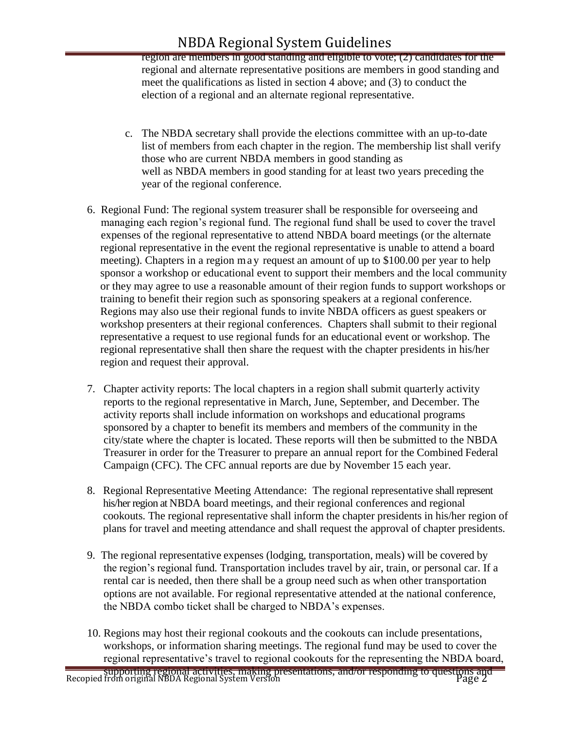region are members in good standing and eligible to vote; (2) candidates for the regional and alternate representative positions are members in good standing and meet the qualifications as listed in section 4 above; and (3) to conduct the election of a regional and an alternate regional representative.

c. The NBDA secretary shall provide the elections committee with an up-to-date list of members from each chapter in the region. The membership list shall verify those who are current NBDA members in good standing as well as NBDA members in good standing for at least two years preceding the year of the regional conference.

6. Regional Fund: The regional system treasurer shall be responsible for overseeing and managing each region's regional fund. The regional fund shall be used to cover the travel expenses of the regional representative to attend NBDA board meetings (or the alternate regional representative in the event the regional representative is unable to attend a board meeting). Chapters in a region may request an amount of up to $100.00 per year to help sponsor a workshop or educational event to support their members and the local community or they may agree to use a reasonable amount of their region funds to support workshops or training to benefit their region such as sponsoring speakers at a regional conference. Regions may also use their regional funds to invite NBDA officers as guest speakers or workshop presenters at their regional conferences. Chapters shall submit to their regional representative a request to use regional funds for an educational event or workshop. The regional representative shall then share the request with the chapter presidents in his/her region and request their approval.

7. Chapter activity reports: The local chapters in a region shall submit quarterly activity reports to the regional representative in March, June, September, and December. The activity reports shall include information on workshops and educational programs sponsored by a chapter to benefit its members and members of the community in the city/state where the chapter is located. These reports will then be submitted to the NBDA Treasurer in order for the Treasurer to prepare an annual report for the Combined Federal Campaign (CFC). The CFC annual reports are due by November 15 each year.

8. Regional Representative Meeting Attendance: The regional representative shall represent his/her region at NBDA board meetings, and their regional conferences and regional cookouts. The regional representative shall inform the chapter presidents in his/her region of plans for travel and meeting attendance and shall request the approval of chapter presidents.

9. The regional representative expenses (lodging, transportation, meals) will be covered by the region's regional fund. Transportation includes travel by air, train, or personal car. If a rental car is needed, then there shall be a group need such as when other transportation options are not available. For regional representative attended at the national conference, the NBDA combo ticket shall be charged to NBDA's expenses.

10. Regions may host their regional cookouts and the cookouts can include presentations, workshops, or information sharing meetings. The regional fund may be used to cover the regional representative's travel to regional cookouts for the representing the NBDA board, supporting regional activities, making presentations, and/or responding to questions and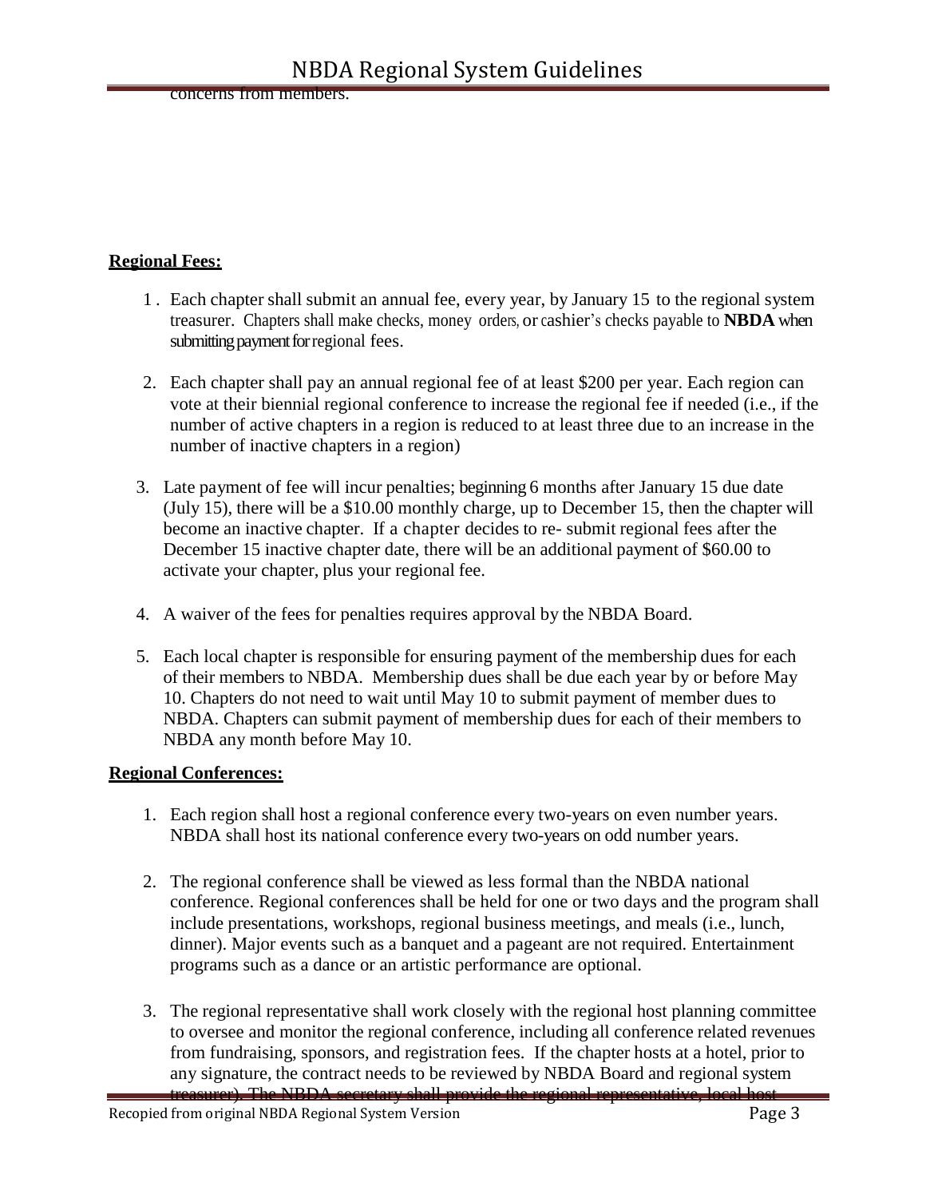concerns from members.

**Regional Fees:**

1. Each chapter shall submit an annual fee, every year, by January 15 to the regional system treasurer. Chapters shall make checks, money orders, or cashier's checks payable to **NBDA** when submitting payment for regional fees.

2. Each chapter shall pay an annual regional fee of at least $200 per year. Each region can vote at their biennial regional conference to increase the regional fee if needed (i.e., if the number of active chapters in a region is reduced to at least three due to an increase in the number of inactive chapters in a region)

3. Late payment of fee will incur penalties; beginning 6 months after January 15 due date (July 15), there will be a $10.00 monthly charge, up to December 15, then the chapter will become an inactive chapter. If a chapter decides to re- submit regional fees after the December 15 inactive chapter date, there will be an additional payment of $60.00 to activate your chapter, plus your regional fee.

4. A waiver of the fees for penalties requires approval by the NBDA Board.

5. Each local chapter is responsible for ensuring payment of the membership dues for each of their members to NBDA. Membership dues shall be due each year by or before May 10. Chapters do not need to wait until May 10 to submit payment of member dues to NBDA. Chapters can submit payment of membership dues for each of their members to NBDA any month before May 10.

**Regional Conferences:**

1. Each region shall host a regional conference every two-years on even number years. NBDA shall host its national conference every two-years on odd number years.

2. The regional conference shall be viewed as less formal than the NBDA national conference. Regional conferences shall be held for one or two days and the program shall include presentations, workshops, regional business meetings, and meals (i.e., lunch, dinner). Major events such as a banquet and a pageant are not required. Entertainment programs such as a dance or an artistic performance are optional.

3. The regional representative shall work closely with the regional host planning committee to oversee and monitor the regional conference, including all conference related revenues from fundraising, sponsors, and registration fees. If the chapter hosts at a hotel, prior to any signature, the contract needs to be reviewed by NBDA Board and regional system treasurer). The NBDA secretary shall provide the regional representative, local host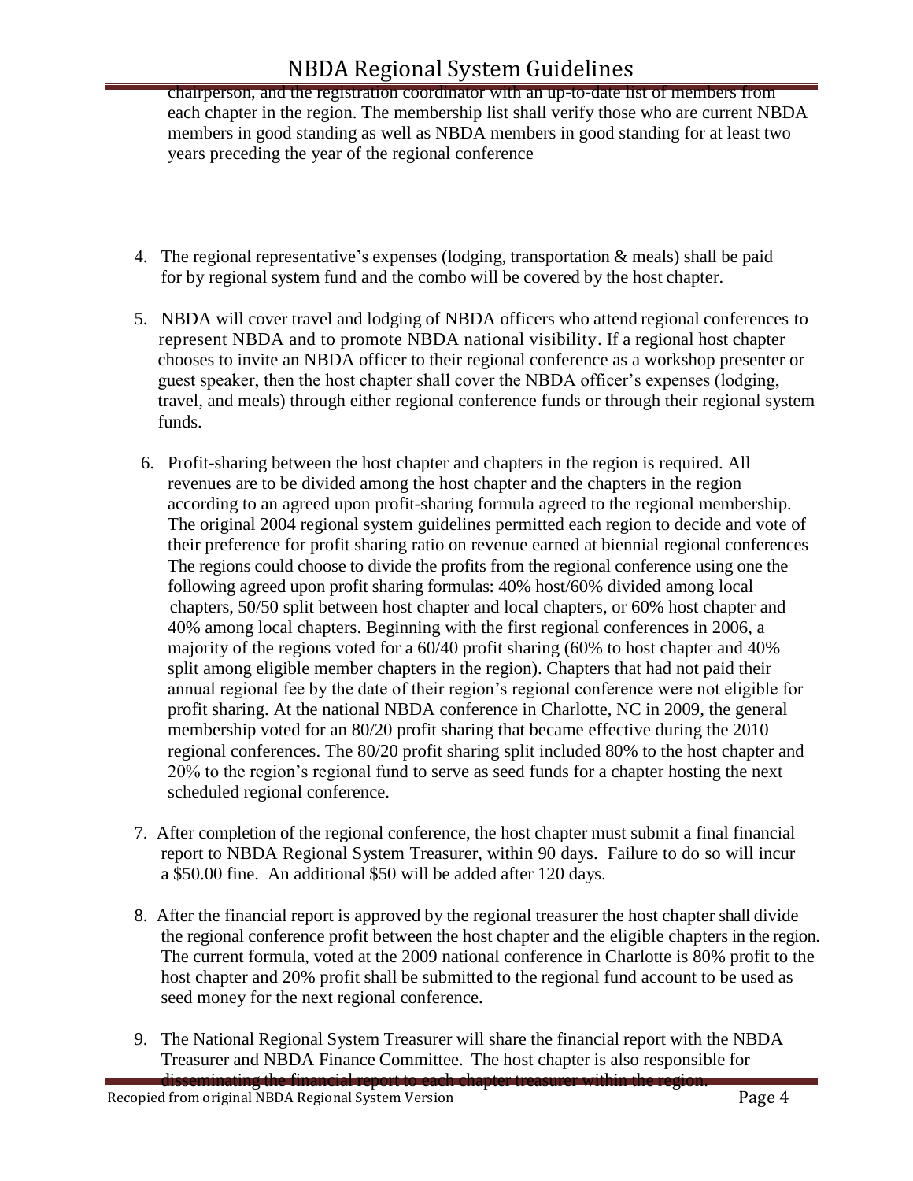chairperson, and the registration coordinator with an up-to-date list of members from each chapter in the region. The membership list shall verify those who are current NBDA members in good standing as well as NBDA members in good standing for at least two years preceding the year of the regional conference

4. The regional representative's expenses (lodging, transportation & meals) shall be paid for by regional system fund and the combo will be covered by the host chapter.

5. NBDA will cover travel and lodging of NBDA officers who attend regional conferences to represent NBDA and to promote NBDA national visibility. If a regional host chapter chooses to invite an NBDA officer to their regional conference as a workshop presenter or guest speaker, then the host chapter shall cover the NBDA officer's expenses (lodging, travel, and meals) through either regional conference funds or through their regional system funds.

6. Profit-sharing between the host chapter and chapters in the region is required. All revenues are to be divided among the host chapter and the chapters in the region according to an agreed upon profit-sharing formula agreed to the regional membership. The original 2004 regional system guidelines permitted each region to decide and vote of their preference for profit sharing ratio on revenue earned at biennial regional conferences The regions could choose to divide the profits from the regional conference using one the following agreed upon profit sharing formulas: 40% host/60% divided among local chapters, 50/50 split between host chapter and local chapters, or 60% host chapter and 40% among local chapters. Beginning with the first regional conferences in 2006, a majority of the regions voted for a 60/40 profit sharing (60% to host chapter and 40% split among eligible member chapters in the region). Chapters that had not paid their annual regional fee by the date of their region's regional conference were not eligible for profit sharing. At the national NBDA conference in Charlotte, NC in 2009, the general membership voted for an 80/20 profit sharing that became effective during the 2010 regional conferences. The 80/20 profit sharing split included 80% to the host chapter and 20% to the region's regional fund to serve as seed funds for a chapter hosting the next scheduled regional conference.

7. After completion of the regional conference, the host chapter must submit a final financial report to NBDA Regional System Treasurer, within 90 days. Failure to do so will incur a $50.00 fine. An additional $50 will be added after 120 days.

8. After the financial report is approved by the regional treasurer the host chapter shall divide the regional conference profit between the host chapter and the eligible chapters in the region. The current formula, voted at the 2009 national conference in Charlotte is 80% profit to the host chapter and 20% profit shall be submitted to the regional fund account to be used as seed money for the next regional conference.

9. The National Regional System Treasurer will share the financial report with the NBDA Treasurer and NBDA Finance Committee. The host chapter is also responsible for disseminating the financial report to each chapter treasurer within the region.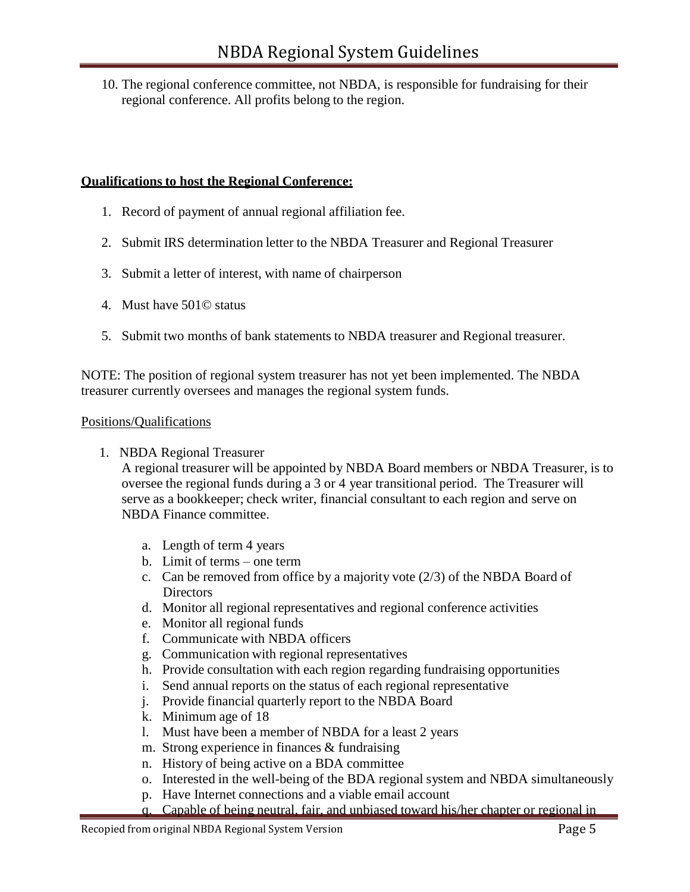10. The regional conference committee, not NBDA, is responsible for fundraising for their regional conference. All profits belong to the region.

**Qualifications to host the Regional Conference:**

1. Record of payment of annual regional affiliation fee.
2. Submit IRS determination letter to the NBDA Treasurer and Regional Treasurer
3. Submit a letter of interest, with name of chairperson
4. Must have 501© status
5. Submit two months of bank statements to NBDA treasurer and Regional treasurer.

NOTE: The position of regional system treasurer has not yet been implemented. The NBDA treasurer currently oversees and manages the regional system funds.

Positions/Qualifications

1. NBDA Regional Treasurer
   A regional treasurer will be appointed by NBDA Board members or NBDA Treasurer, is to oversee the regional funds during a 3 or 4 year transitional period. The Treasurer will serve as a bookkeeper; check writer, financial consultant to each region and serve on NBDA Finance committee.

   a. Length of term 4 years
   b. Limit of terms – one term
   c. Can be removed from office by a majority vote (2/3) of the NBDA Board of Directors
   d. Monitor all regional representatives and regional conference activities
   e. Monitor all regional funds
   f. Communicate with NBDA officers
   g. Communication with regional representatives
   h. Provide consultation with each region regarding fundraising opportunities
   i. Send annual reports on the status of each regional representative
   j. Provide financial quarterly report to the NBDA Board
   k. Minimum age of 18
   l. Must have been a member of NBDA for a least 2 years
   m. Strong experience in finances & fundraising
   n. History of being active on a BDA committee
   o. Interested in the well-being of the BDA regional system and NBDA simultaneously
   p. Have Internet connections and a viable email account
   q. Capable of being neutral, fair, and unbiased toward his/her chapter or regional in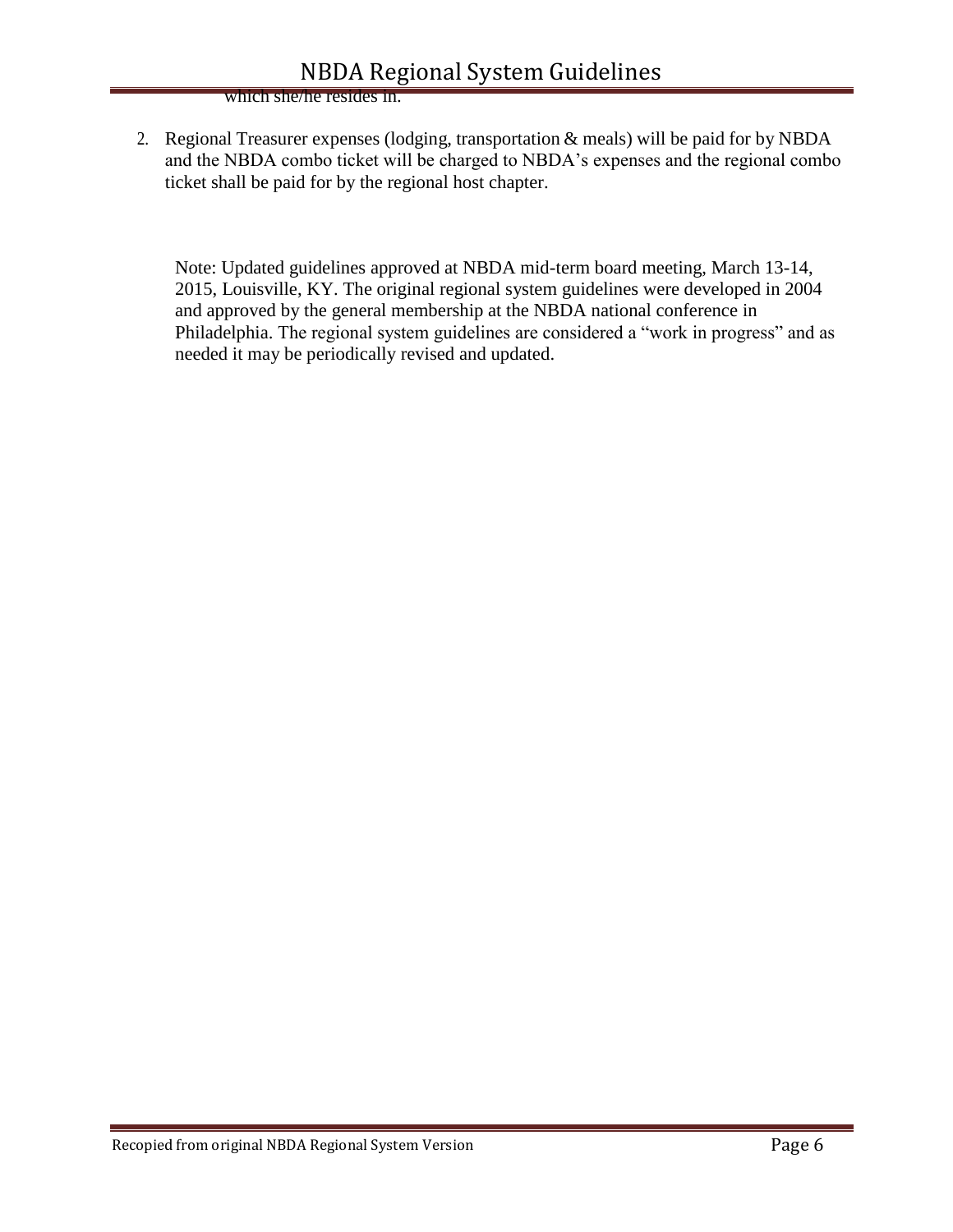which she/he resides in.

2. Regional Treasurer expenses (lodging, transportation & meals) will be paid for by NBDA and the NBDA combo ticket will be charged to NBDA's expenses and the regional combo ticket shall be paid for by the regional host chapter.

Note: Updated guidelines approved at NBDA mid-term board meeting, March 13-14, 2015, Louisville, KY. The original regional system guidelines were developed in 2004 and approved by the general membership at the NBDA national conference in Philadelphia. The regional system guidelines are considered a "work in progress" and as needed it may be periodically revised and updated.